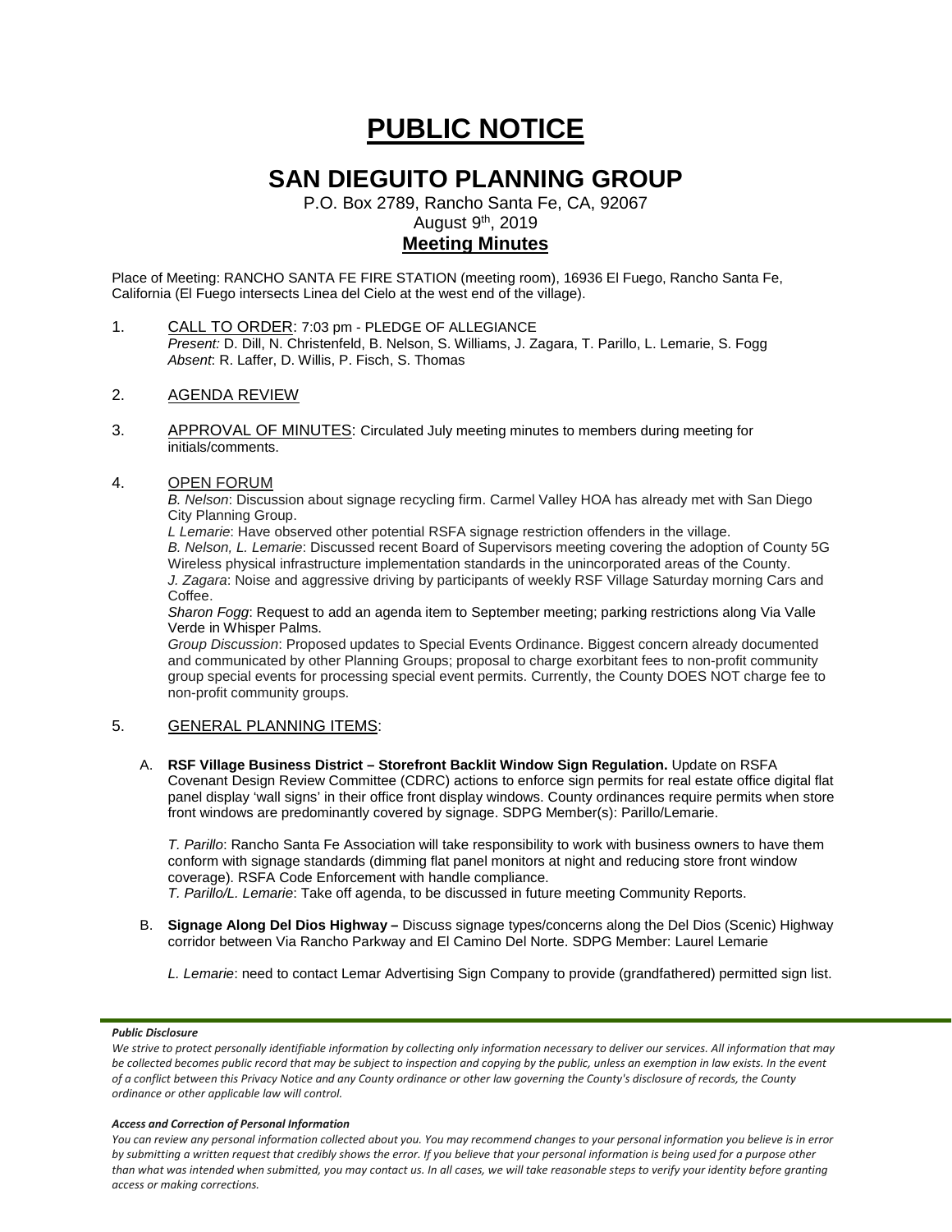# PUBLIC NOTICE

## SAN DIEGUITO PLANNING GROUP

P.O. Box 2789, Rancho Santa Fe, CA, 92067
August 9th, 2019

### Meeting Minutes

Place of Meeting: RANCHO SANTA FE FIRE STATION (meeting room), 16936 El Fuego, Rancho Santa Fe, California (El Fuego intersects Linea del Cielo at the west end of the village).

1. CALL TO ORDER: 7:03 pm - PLEDGE OF ALLEGIANCE
   *Present:* D. Dill, N. Christenfeld, B. Nelson, S. Williams, J. Zagara, T. Parillo, L. Lemarie, S. Fogg
   *Absent*: R. Laffer, D. Willis, P. Fisch, S. Thomas

2. AGENDA REVIEW

3. APPROVAL OF MINUTES: Circulated July meeting minutes to members during meeting for initials/comments.

4. OPEN FORUM

   *B. Nelson*: Discussion about signage recycling firm. Carmel Valley HOA has already met with San Diego City Planning Group.
   *L Lemarie*: Have observed other potential RSFA signage restriction offenders in the village.
   *B. Nelson, L. Lemarie*: Discussed recent Board of Supervisors meeting covering the adoption of County 5G Wireless physical infrastructure implementation standards in the unincorporated areas of the County.
   *J. Zagara*: Noise and aggressive driving by participants of weekly RSF Village Saturday morning Cars and Coffee.
   *Sharon Fogg*: Request to add an agenda item to September meeting; parking restrictions along Via Valle Verde in Whisper Palms.
   *Group Discussion*: Proposed updates to Special Events Ordinance. Biggest concern already documented and communicated by other Planning Groups; proposal to charge exorbitant fees to non-profit community group special events for processing special event permits. Currently, the County DOES NOT charge fee to non-profit community groups.

5. GENERAL PLANNING ITEMS:

   A. **RSF Village Business District – Storefront Backlit Window Sign Regulation.** Update on RSFA Covenant Design Review Committee (CDRC) actions to enforce sign permits for real estate office digital flat panel display 'wall signs' in their office front display windows. County ordinances require permits when store front windows are predominantly covered by signage. SDPG Member(s): Parillo/Lemarie.

      *T. Parillo*: Rancho Santa Fe Association will take responsibility to work with business owners to have them conform with signage standards (dimming flat panel monitors at night and reducing store front window coverage). RSFA Code Enforcement with handle compliance.
      *T. Parillo/L. Lemarie*: Take off agenda, to be discussed in future meeting Community Reports.

   B. **Signage Along Del Dios Highway –** Discuss signage types/concerns along the Del Dios (Scenic) Highway corridor between Via Rancho Parkway and El Camino Del Norte. SDPG Member: Laurel Lemarie

      *L. Lemarie*: need to contact Lemar Advertising Sign Company to provide (grandfathered) permitted sign list.

***Public Disclosure***

*We strive to protect personally identifiable information by collecting only information necessary to deliver our services. All information that may be collected becomes public record that may be subject to inspection and copying by the public, unless an exemption in law exists. In the event of a conflict between this Privacy Notice and any County ordinance or other law governing the County's disclosure of records, the County ordinance or other applicable law will control.*

***Access and Correction of Personal Information***

*You can review any personal information collected about you. You may recommend changes to your personal information you believe is in error by submitting a written request that credibly shows the error. If you believe that your personal information is being used for a purpose other than what was intended when submitted, you may contact us. In all cases, we will take reasonable steps to verify your identity before granting access or making corrections.*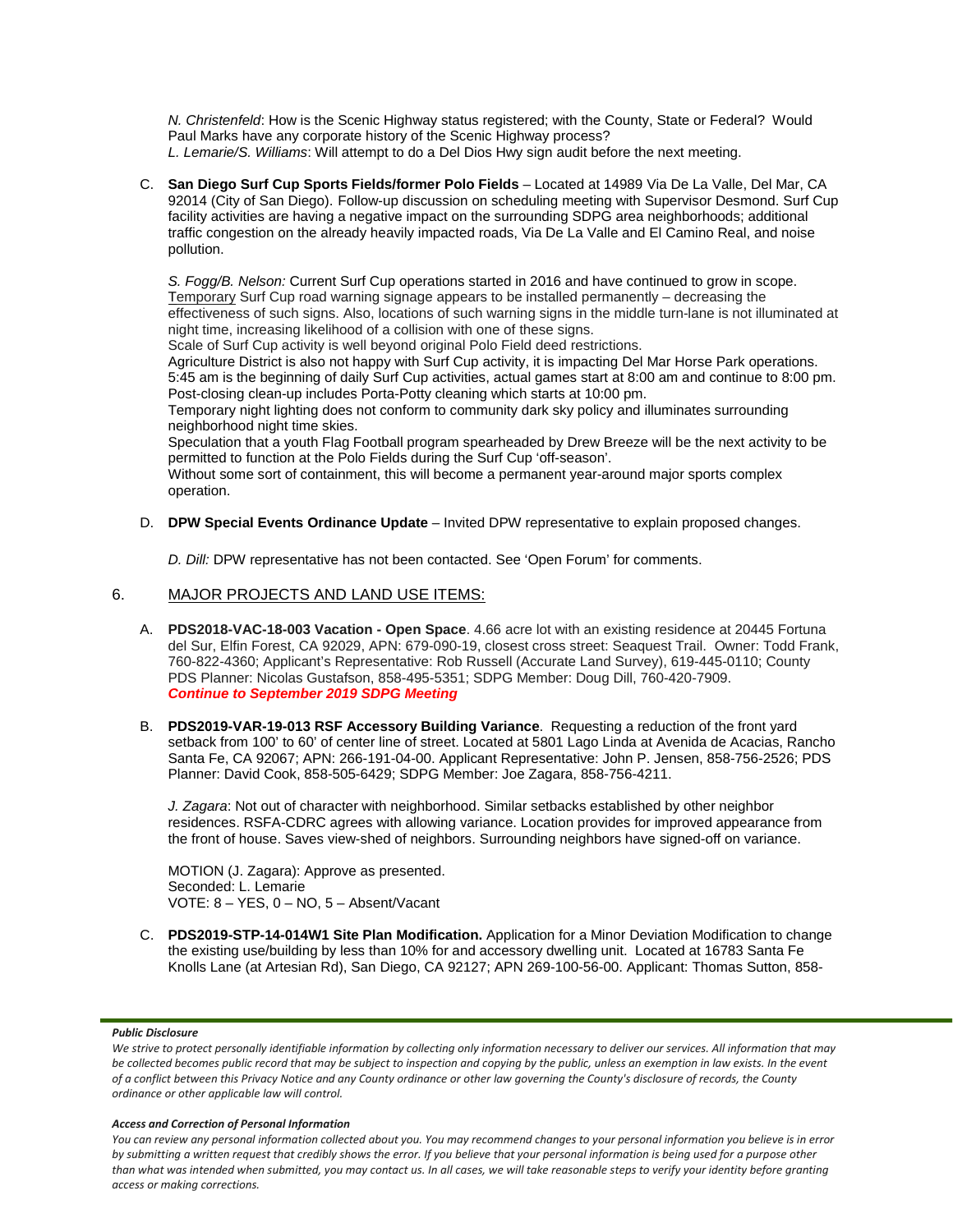*N. Christenfeld*: How is the Scenic Highway status registered; with the County, State or Federal? Would Paul Marks have any corporate history of the Scenic Highway process?
*L. Lemarie/S. Williams*: Will attempt to do a Del Dios Hwy sign audit before the next meeting.

C. **San Diego Surf Cup Sports Fields/former Polo Fields** – Located at 14989 Via De La Valle, Del Mar, CA 92014 (City of San Diego). Follow-up discussion on scheduling meeting with Supervisor Desmond. Surf Cup facility activities are having a negative impact on the surrounding SDPG area neighborhoods; additional traffic congestion on the already heavily impacted roads, Via De La Valle and El Camino Real, and noise pollution.

*S. Fogg/B. Nelson:* Current Surf Cup operations started in 2016 and have continued to grow in scope.
Temporary Surf Cup road warning signage appears to be installed permanently – decreasing the effectiveness of such signs. Also, locations of such warning signs in the middle turn-lane is not illuminated at night time, increasing likelihood of a collision with one of these signs.
Scale of Surf Cup activity is well beyond original Polo Field deed restrictions.
Agriculture District is also not happy with Surf Cup activity, it is impacting Del Mar Horse Park operations.
5:45 am is the beginning of daily Surf Cup activities, actual games start at 8:00 am and continue to 8:00 pm. Post-closing clean-up includes Porta-Potty cleaning which starts at 10:00 pm.
Temporary night lighting does not conform to community dark sky policy and illuminates surrounding neighborhood night time skies.
Speculation that a youth Flag Football program spearheaded by Drew Breeze will be the next activity to be permitted to function at the Polo Fields during the Surf Cup 'off-season'.
Without some sort of containment, this will become a permanent year-around major sports complex operation.

D. **DPW Special Events Ordinance Update** – Invited DPW representative to explain proposed changes.

*D. Dill:* DPW representative has not been contacted. See 'Open Forum' for comments.

## 6. MAJOR PROJECTS AND LAND USE ITEMS:

A. **PDS2018-VAC-18-003 Vacation - Open Space**. 4.66 acre lot with an existing residence at 20445 Fortuna del Sur, Elfin Forest, CA 92029, APN: 679-090-19, closest cross street: Seaquest Trail. Owner: Todd Frank, 760-822-4360; Applicant's Representative: Rob Russell (Accurate Land Survey), 619-445-0110; County PDS Planner: Nicolas Gustafson, 858-495-5351; SDPG Member: Doug Dill, 760-420-7909.
***Continue to September 2019 SDPG Meeting***

B. **PDS2019-VAR-19-013 RSF Accessory Building Variance**. Requesting a reduction of the front yard setback from 100' to 60' of center line of street. Located at 5801 Lago Linda at Avenida de Acacias, Rancho Santa Fe, CA 92067; APN: 266-191-04-00. Applicant Representative: John P. Jensen, 858-756-2526; PDS Planner: David Cook, 858-505-6429; SDPG Member: Joe Zagara, 858-756-4211.

*J. Zagara*: Not out of character with neighborhood. Similar setbacks established by other neighbor residences. RSFA-CDRC agrees with allowing variance. Location provides for improved appearance from the front of house. Saves view-shed of neighbors. Surrounding neighbors have signed-off on variance.

MOTION (J. Zagara): Approve as presented.
Seconded: L. Lemarie
VOTE: 8 – YES, 0 – NO, 5 – Absent/Vacant

C. **PDS2019-STP-14-014W1 Site Plan Modification.** Application for a Minor Deviation Modification to change the existing use/building by less than 10% for and accessory dwelling unit. Located at 16783 Santa Fe Knolls Lane (at Artesian Rd), San Diego, CA 92127; APN 269-100-56-00. Applicant: Thomas Sutton, 858-

***Public Disclosure***

*We strive to protect personally identifiable information by collecting only information necessary to deliver our services. All information that may be collected becomes public record that may be subject to inspection and copying by the public, unless an exemption in law exists. In the event of a conflict between this Privacy Notice and any County ordinance or other law governing the County's disclosure of records, the County ordinance or other applicable law will control.*

***Access and Correction of Personal Information***

*You can review any personal information collected about you. You may recommend changes to your personal information you believe is in error by submitting a written request that credibly shows the error. If you believe that your personal information is being used for a purpose other than what was intended when submitted, you may contact us. In all cases, we will take reasonable steps to verify your identity before granting access or making corrections.*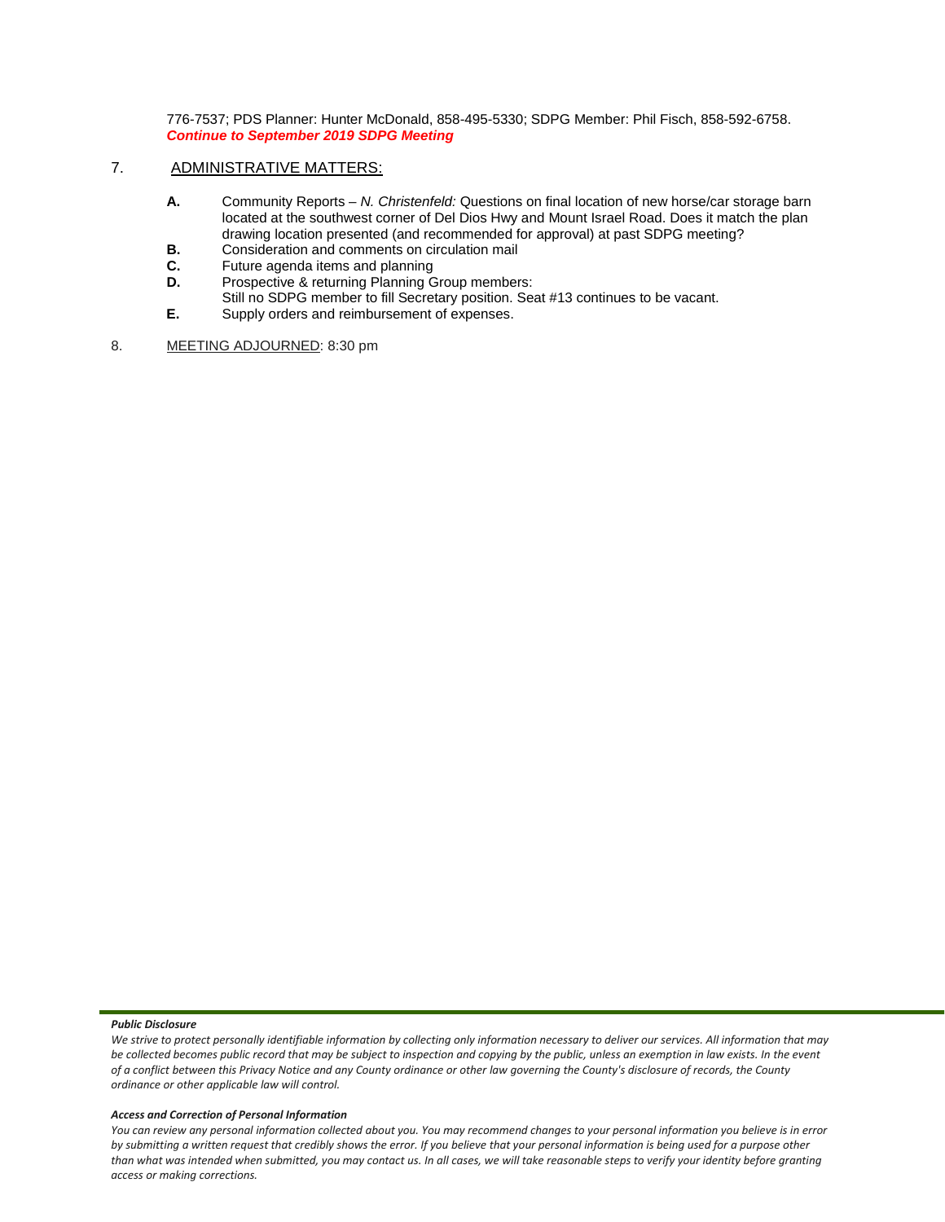776-7537; PDS Planner: Hunter McDonald, 858-495-5330; SDPG Member: Phil Fisch, 858-592-6758.
***Continue to September 2019 SDPG Meeting***

7. ADMINISTRATIVE MATTERS:

   **A.** Community Reports – *N. Christenfeld:* Questions on final location of new horse/car storage barn located at the southwest corner of Del Dios Hwy and Mount Israel Road. Does it match the plan drawing location presented (and recommended for approval) at past SDPG meeting?

   **B.** Consideration and comments on circulation mail

   **C.** Future agenda items and planning

   **D.** Prospective & returning Planning Group members:
   Still no SDPG member to fill Secretary position. Seat #13 continues to be vacant.

   **E.** Supply orders and reimbursement of expenses.

8. MEETING ADJOURNED: 8:30 pm

***Public Disclosure***

*We strive to protect personally identifiable information by collecting only information necessary to deliver our services. All information that may be collected becomes public record that may be subject to inspection and copying by the public, unless an exemption in law exists. In the event of a conflict between this Privacy Notice and any County ordinance or other law governing the County's disclosure of records, the County ordinance or other applicable law will control.*

***Access and Correction of Personal Information***

*You can review any personal information collected about you. You may recommend changes to your personal information you believe is in error by submitting a written request that credibly shows the error. If you believe that your personal information is being used for a purpose other than what was intended when submitted, you may contact us. In all cases, we will take reasonable steps to verify your identity before granting access or making corrections.*